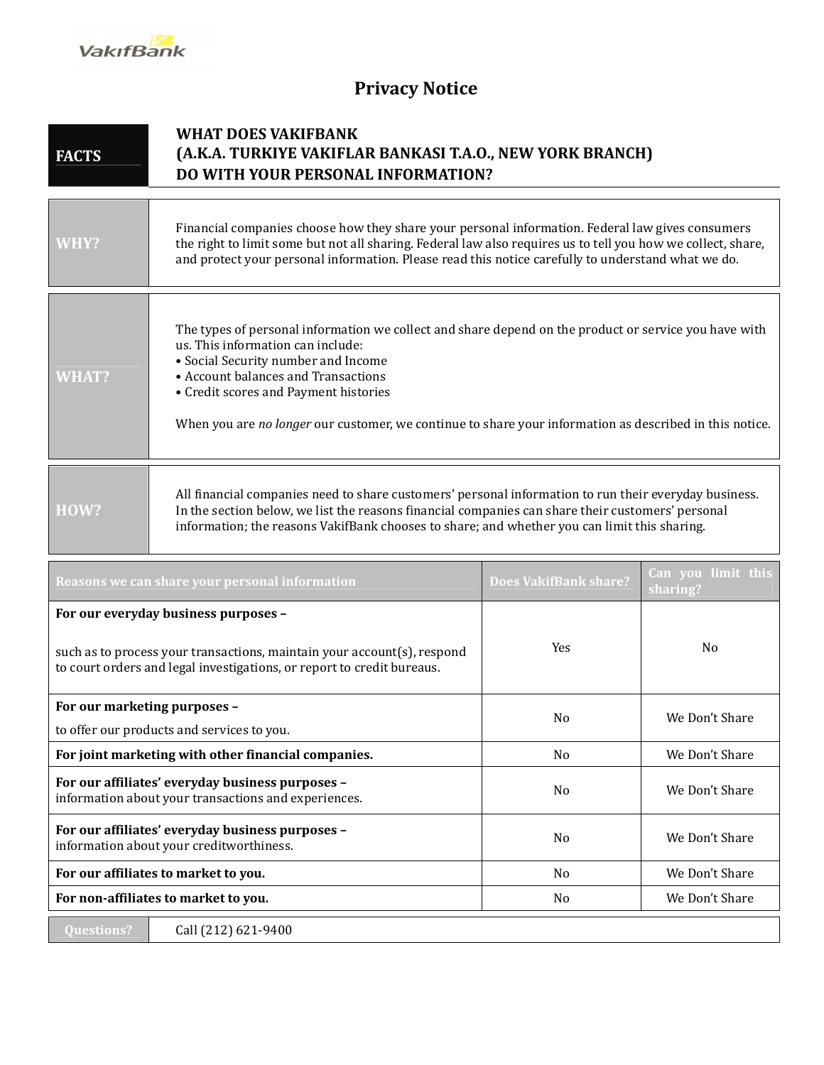# Privacy Notice

| **FACTS** | **WHAT DOES VAKIFBANK (A.K.A. TURKIYE VAKIFLAR BANKASI T.A.O., NEW YORK BRANCH) DO WITH YOUR PERSONAL INFORMATION?** |
|---|---|
| **WHY?** | Financial companies choose how they share your personal information. Federal law gives consumers the right to limit some but not all sharing. Federal law also requires us to tell you how we collect, share, and protect your personal information. Please read this notice carefully to understand what we do. |
| **WHAT?** | The types of personal information we collect and share depend on the product or service you have with us. This information can include:<br>• Social Security number and Income<br>• Account balances and Transactions<br>• Credit scores and Payment histories<br><br>When you are *no longer* our customer, we continue to share your information as described in this notice. |
| **HOW?** | All financial companies need to share customers' personal information to run their everyday business. In the section below, we list the reasons financial companies can share their customers' personal information; the reasons VakifBank chooses to share; and whether you can limit this sharing. |

| Reasons we can share your personal information | Does VakifBank share? | Can you limit this sharing? |
|---|---|---|
| **For our everyday business purposes –**<br>such as to process your transactions, maintain your account(s), respond to court orders and legal investigations, or report to credit bureaus. | Yes | No |
| **For our marketing purposes –**<br>to offer our products and services to you. | No | We Don't Share |
| **For joint marketing with other financial companies.** | No | We Don't Share |
| **For our affiliates' everyday business purposes –**<br>information about your transactions and experiences. | No | We Don't Share |
| **For our affiliates' everyday business purposes –**<br>information about your creditworthiness. | No | We Don't Share |
| **For our affiliates to market to you.** | No | We Don't Share |
| **For non-affiliates to market to you.** | No | We Don't Share |

| **Questions?** | Call (212) 621-9400 |
|---|---|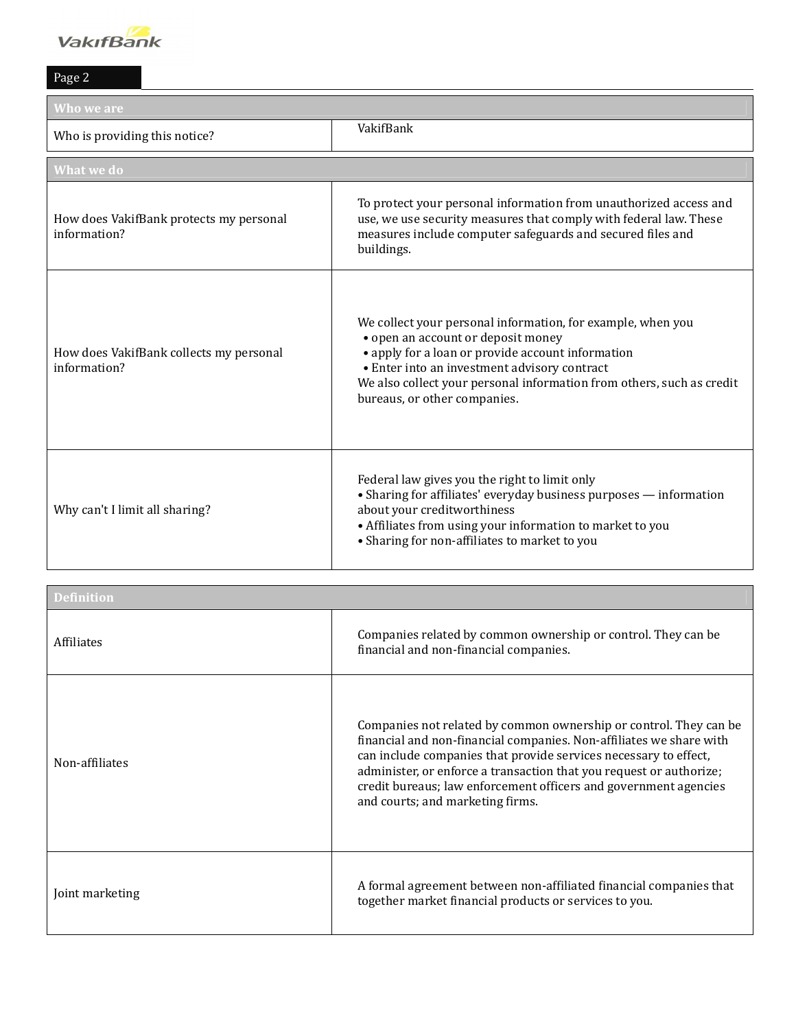| Who we are | |
|---|---|
| Who is providing this notice? | VakifBank |

| What we do | |
|---|---|
| How does VakifBank protects my personal information? | To protect your personal information from unauthorized access and use, we use security measures that comply with federal law. These measures include computer safeguards and secured files and buildings. |
| How does VakifBank collects my personal information? | We collect your personal information, for example, when you<br>• open an account or deposit money<br>• apply for a loan or provide account information<br>• Enter into an investment advisory contract<br>We also collect your personal information from others, such as credit bureaus, or other companies. |
| Why can't I limit all sharing? | Federal law gives you the right to limit only<br>• Sharing for affiliates' everyday business purposes — information about your creditworthiness<br>• Affiliates from using your information to market to you<br>• Sharing for non-affiliates to market to you |

| Definition | |
|---|---|
| Affiliates | Companies related by common ownership or control. They can be financial and non-financial companies. |
| Non-affiliates | Companies not related by common ownership or control. They can be financial and non-financial companies. Non-affiliates we share with can include companies that provide services necessary to effect, administer, or enforce a transaction that you request or authorize; credit bureaus; law enforcement officers and government agencies and courts; and marketing firms. |
| Joint marketing | A formal agreement between non-affiliated financial companies that together market financial products or services to you. |